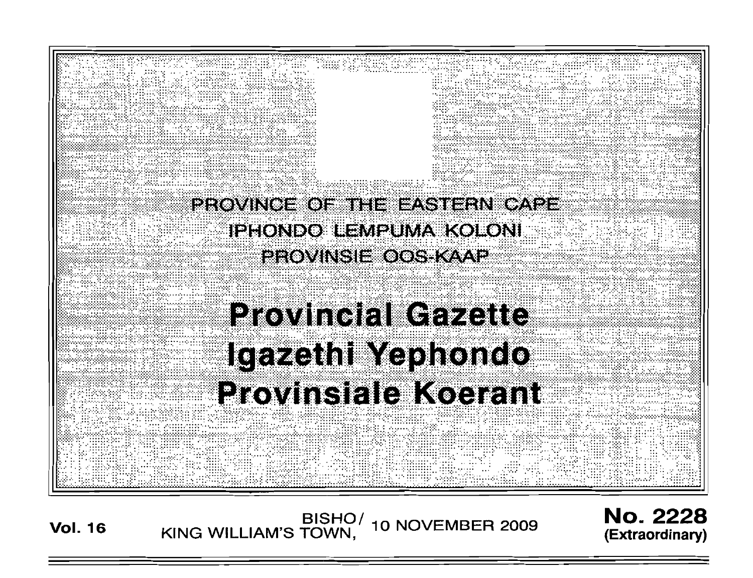PROVINCE OF THE EASTERN CAPE

IPHONDO LEMPUMA KOLONI

PROVINSIE OOS-KAAP

# Provincial Gazette

# Igazethi Yephondo

# Provinsiale Koerant

**Vol. 16** BISHO/ KING WILLIAM'S TOWN, 10 NOVEMBER 2009 **No. 2228** **(Extraordinary)**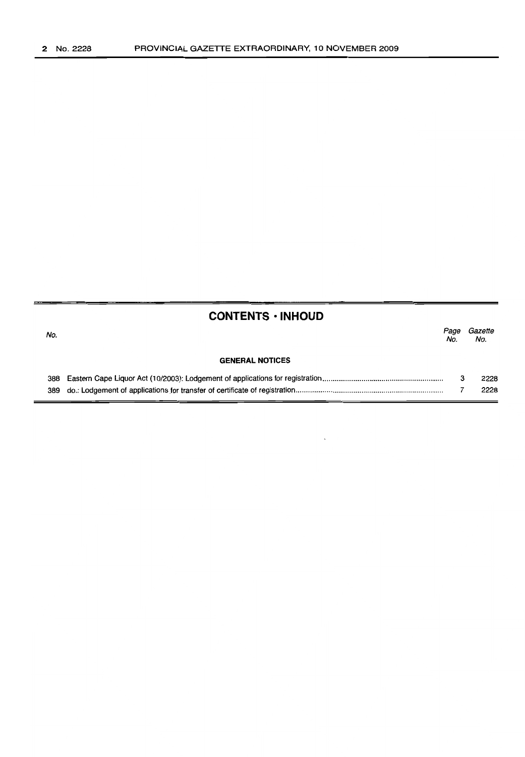## CONTENTS · INHOUD

| No. | | Page No. | Gazette No. |
|---|---|---|---|
| | **GENERAL NOTICES** | | |
| 388 | Eastern Cape Liquor Act (10/2003): Lodgement of applications for registration | 3 | 2228 |
| 389 | do.: Lodgement of applications for transfer of certificate of registration | 7 | 2228 |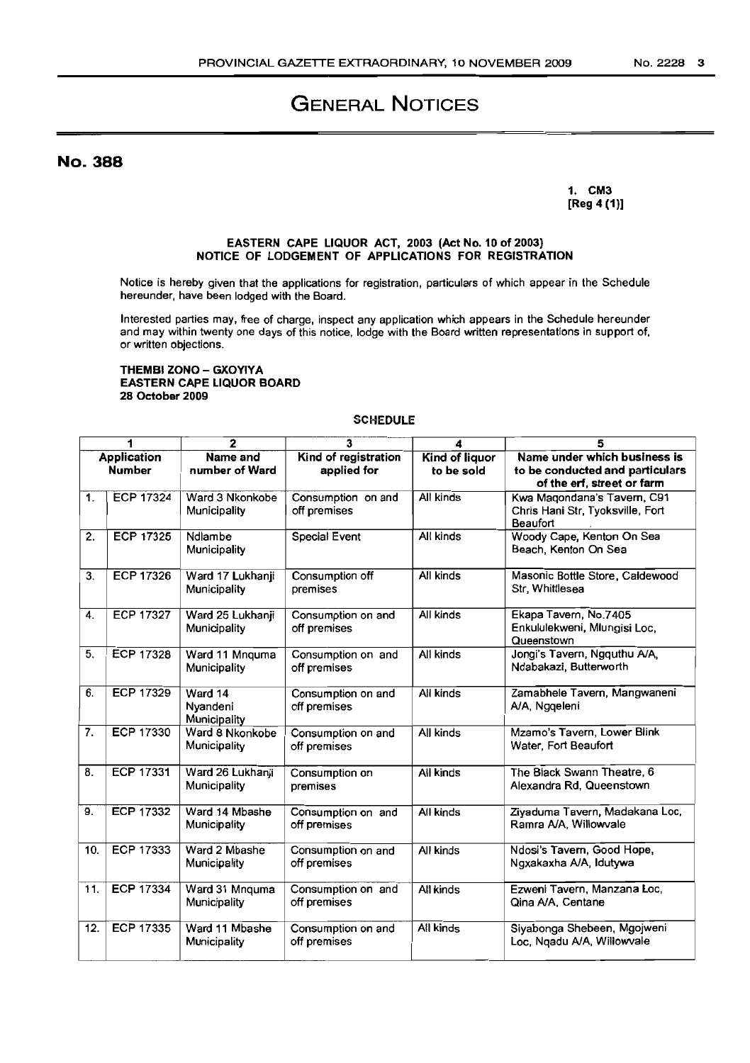# GENERAL NOTICES

## No. 388

**1. CM3**
**[Reg 4 (1)]**

**EASTERN CAPE LIQUOR ACT, 2003 (Act No. 10 of 2003)**
**NOTICE OF LODGEMENT OF APPLICATIONS FOR REGISTRATION**

Notice is hereby given that the applications for registration, particulars of which appear in the Schedule hereunder, have been lodged with the Board.

Interested parties may, free of charge, inspect any application which appears in the Schedule hereunder and may within twenty one days of this notice, lodge with the Board written representations in support of, or written objections.

**THEMBI ZONO – GXOYIYA**
**EASTERN CAPE LIQUOR BOARD**
**28 October 2009**

SCHEDULE

| 1 | | 2 | 3 | 4 | 5 |
|---|---|---|---|---|---|
| **Application Number** | | **Name and number of Ward** | **Kind of registration applied for** | **Kind of liquor to be sold** | **Name under which business is to be conducted and particulars of the erf, street or farm** |
| 1. | ECP 17324 | Ward 3 Nkonkobe Municipality | Consumption on and off premises | All kinds | Kwa Maqondana's Tavern, C91 Chris Hani Str, Tyoksville, Fort Beaufort |
| 2. | ECP 17325 | Ndlambe Municipality | Special Event | All kinds | Woody Cape, Kenton On Sea Beach, Kenton On Sea |
| 3. | ECP 17326 | Ward 17 Lukhanji Municipality | Consumption off premises | All kinds | Masonic Bottle Store, Caldewood Str, Whittlesea |
| 4. | ECP 17327 | Ward 25 Lukhanji Municipality | Consumption on and off premises | All kinds | Ekapa Tavern, No.7405 Enkululekweni, Mlungisi Loc, Queenstown |
| 5. | ECP 17328 | Ward 11 Mnquma Municipality | Consumption on and off premises | All kinds | Jongi's Tavern, Ngquthu A/A, Ndabakazi, Butterworth |
| 6. | ECP 17329 | Ward 14 Nyandeni Municipality | Consumption on and off premises | All kinds | Zamabhele Tavern, Mangwaneni A/A, Ngqeleni |
| 7. | ECP 17330 | Ward 8 Nkonkobe Municipality | Consumption on and off premises | All kinds | Mzamo's Tavern, Lower Blink Water, Fort Beaufort |
| 8. | ECP 17331 | Ward 26 Lukhanji Municipality | Consumption on premises | All kinds | The Black Swann Theatre, 6 Alexandra Rd, Queenstown |
| 9. | ECP 17332 | Ward 14 Mbashe Municipality | Consumption on and off premises | All kinds | Ziyaduma Tavern, Madakana Loc, Ramra A/A, Willowvale |
| 10. | ECP 17333 | Ward 2 Mbashe Municipality | Consumption on and off premises | All kinds | Ndosi's Tavern, Good Hope, Ngxakaxha A/A, Idutywa |
| 11. | ECP 17334 | Ward 31 Mnquma Municipality | Consumption on and off premises | All kinds | Ezweni Tavern, Manzana Loc, Qina A/A, Centane |
| 12. | ECP 17335 | Ward 11 Mbashe Municipality | Consumption on and off premises | All kinds | Siyabonga Shebeen, Mgojweni Loc, Nqadu A/A, Willowvale |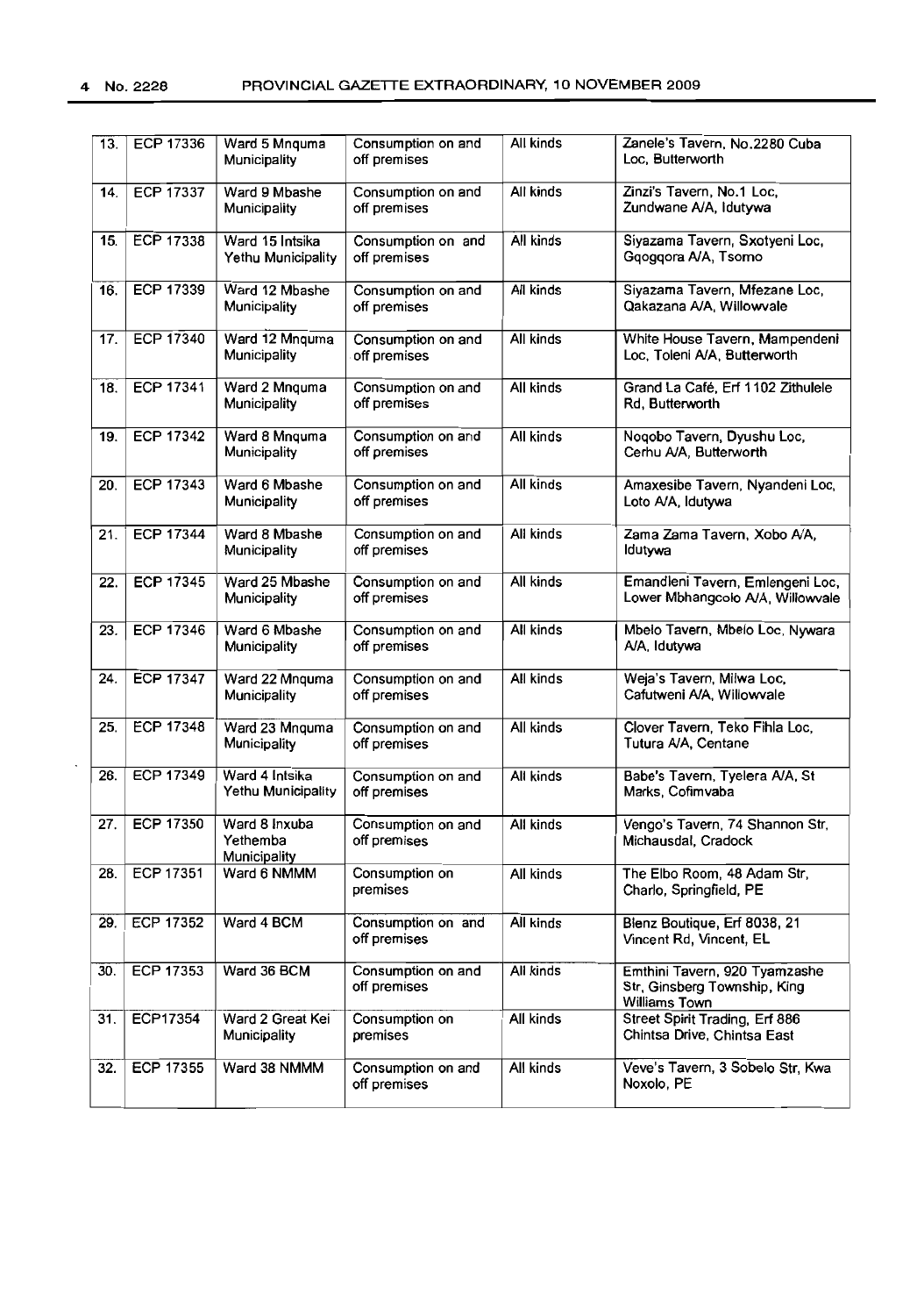| 13. | ECP 17336 | Ward 5 Mnquma Municipality | Consumption on and off premises | All kinds | Zanele's Tavern, No.2280 Cuba Loc, Butterworth |
|---|---|---|---|---|---|
| 14. | ECP 17337 | Ward 9 Mbashe Municipality | Consumption on and off premises | All kinds | Zinzi's Tavern, No.1 Loc, Zundwane A/A, Idutywa |
| 15. | ECP 17338 | Ward 15 Intsika Yethu Municipality | Consumption on and off premises | All kinds | Siyazama Tavern, Sxotyeni Loc, Gqogqora A/A, Tsomo |
| 16. | ECP 17339 | Ward 12 Mbashe Municipality | Consumption on and off premises | All kinds | Siyazama Tavern, Mfezane Loc, Qakazana A/A, Willowvale |
| 17. | ECP 17340 | Ward 12 Mnquma Municipality | Consumption on and off premises | All kinds | White House Tavern, Mampendeni Loc, Toleni A/A, Butterworth |
| 18. | ECP 17341 | Ward 2 Mnquma Municipality | Consumption on and off premises | All kinds | Grand La Café, Erf 1102 Zithulele Rd, Butterworth |
| 19. | ECP 17342 | Ward 8 Mnquma Municipality | Consumption on and off premises | All kinds | Noqobo Tavern, Dyushu Loc, Cerhu A/A, Butterworth |
| 20. | ECP 17343 | Ward 6 Mbashe Municipality | Consumption on and off premises | All kinds | Amaxesibe Tavern, Nyandeni Loc, Loto A/A, Idutywa |
| 21. | ECP 17344 | Ward 8 Mbashe Municipality | Consumption on and off premises | All kinds | Zama Zama Tavern, Xobo A/A, Idutywa |
| 22. | ECP 17345 | Ward 25 Mbashe Municipality | Consumption on and off premises | All kinds | Emandleni Tavern, Emlengeni Loc, Lower Mbhangcolo A/A, Willowvale |
| 23. | ECP 17346 | Ward 6 Mbashe Municipality | Consumption on and off premises | All kinds | Mbelo Tavern, Mbelo Loc, Nywara A/A, Idutywa |
| 24. | ECP 17347 | Ward 22 Mnquma Municipality | Consumption on and off premises | All kinds | Weja's Tavern, Milwa Loc, Cafutweni A/A, Willowvale |
| 25. | ECP 17348 | Ward 23 Mnquma Municipality | Consumption on and off premises | All kinds | Clover Tavern, Teko Fihla Loc, Tutura A/A, Centane |
| 26. | ECP 17349 | Ward 4 Intsika Yethu Municipality | Consumption on and off premises | All kinds | Babe's Tavern, Tyelera A/A, St Marks, Cofimvaba |
| 27. | ECP 17350 | Ward 8 Inxuba Yethemba Municipality | Consumption on and off premises | All kinds | Vengo's Tavern, 74 Shannon Str, Michausdal, Cradock |
| 28. | ECP 17351 | Ward 6 NMMM | Consumption on premises | All kinds | The Elbo Room, 48 Adam Str, Charlo, Springfield, PE |
| 29. | ECP 17352 | Ward 4 BCM | Consumption on and off premises | All kinds | Blenz Boutique, Erf 8038, 21 Vincent Rd, Vincent, EL |
| 30. | ECP 17353 | Ward 36 BCM | Consumption on and off premises | All kinds | Emthini Tavern, 920 Tyamzashe Str, Ginsberg Township, King Williams Town |
| 31. | ECP17354 | Ward 2 Great Kei Municipality | Consumption on premises | All kinds | Street Spirit Trading, Erf 886 Chintsa Drive, Chintsa East |
| 32. | ECP 17355 | Ward 38 NMMM | Consumption on and off premises | All kinds | Veve's Tavern, 3 Sobelo Str, Kwa Noxolo, PE |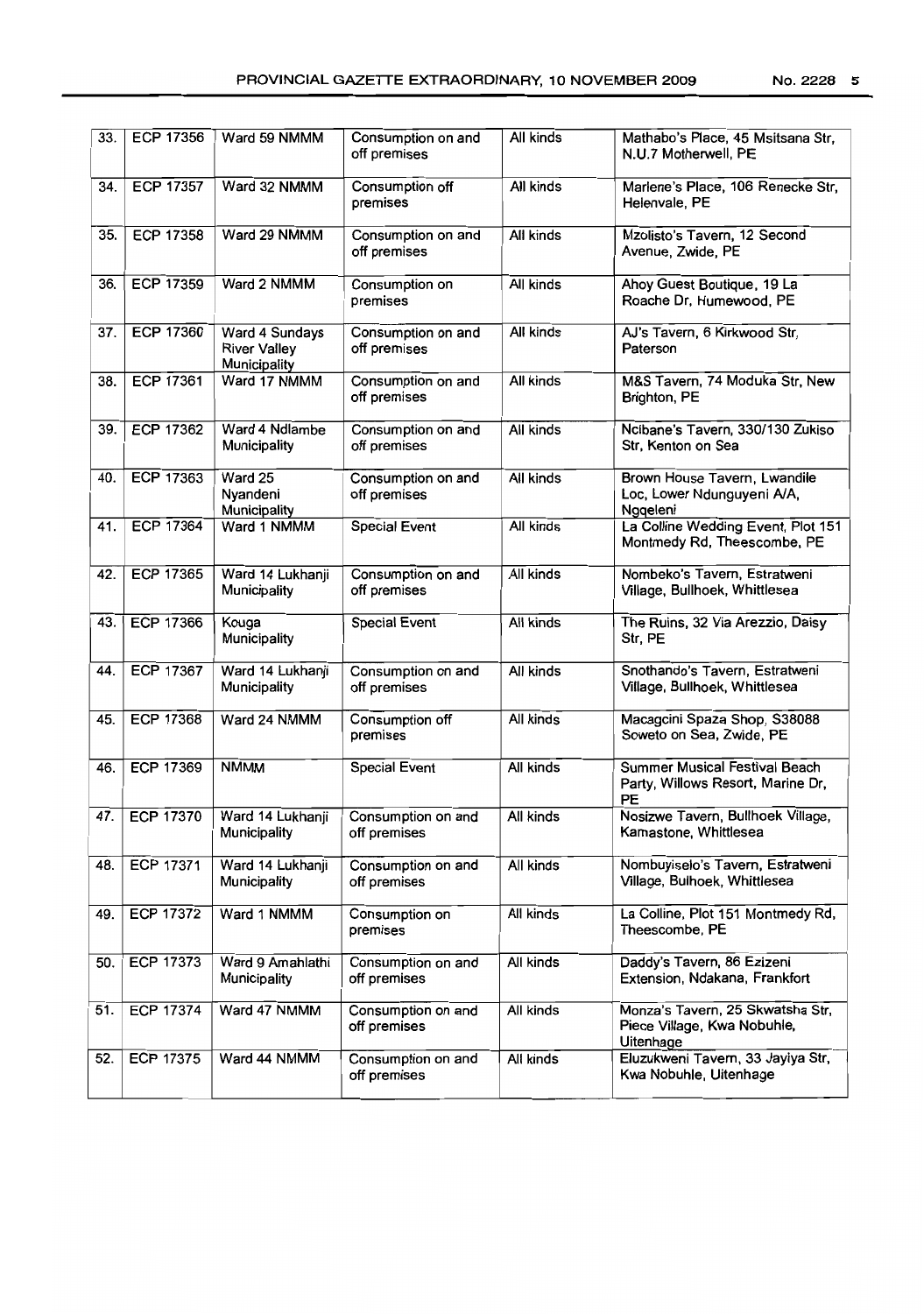| 33. | ECP 17356 | Ward 59 NMMM | Consumption on and off premises | All kinds | Mathabo's Place, 45 Msitsana Str, N.U.7 Motherwell, PE |
|---|---|---|---|---|---|
| 34. | ECP 17357 | Ward 32 NMMM | Consumption off premises | All kinds | Marlene's Place, 106 Renecke Str, Helenvale, PE |
| 35. | ECP 17358 | Ward 29 NMMM | Consumption on and off premises | All kinds | Mzolisto's Tavern, 12 Second Avenue, Zwide, PE |
| 36. | ECP 17359 | Ward 2 NMMM | Consumption on premises | All kinds | Ahoy Guest Boutique, 19 La Roache Dr, Humewood, PE |
| 37. | ECP 17360 | Ward 4 Sundays River Valley Municipality | Consumption on and off premises | All kinds | AJ's Tavern, 6 Kirkwood Str, Paterson |
| 38. | ECP 17361 | Ward 17 NMMM | Consumption on and off premises | All kinds | M&S Tavern, 74 Moduka Str, New Brighton, PE |
| 39. | ECP 17362 | Ward 4 Ndlambe Municipality | Consumption on and off premises | All kinds | Ncibane's Tavern, 330/130 Zukiso Str, Kenton on Sea |
| 40. | ECP 17363 | Ward 25 Nyandeni Municipality | Consumption on and off premises | All kinds | Brown House Tavern, Lwandile Loc, Lower Ndunguyeni A/A, Ngqeleni |
| 41. | ECP 17364 | Ward 1 NMMM | Special Event | All kinds | La Colline Wedding Event, Plot 151 Montmedy Rd, Theescombe, PE |
| 42. | ECP 17365 | Ward 14 Lukhanji Municipality | Consumption on and off premises | All kinds | Nombeko's Tavern, Estratweni Village, Bullhoek, Whittlesea |
| 43. | ECP 17366 | Kouga Municipality | Special Event | All kinds | The Ruins, 32 Via Arezzio, Daisy Str, PE |
| 44. | ECP 17367 | Ward 14 Lukhanji Municipality | Consumption on and off premises | All kinds | Snothando's Tavern, Estratweni Village, Bullhoek, Whittlesea |
| 45. | ECP 17368 | Ward 24 NMMM | Consumption off premises | All kinds | Macagcini Spaza Shop, S38088 Soweto on Sea, Zwide, PE |
| 46. | ECP 17369 | NMMM | Special Event | All kinds | Summer Musical Festival Beach Party, Willows Resort, Marine Dr, PE |
| 47. | ECP 17370 | Ward 14 Lukhanji Municipality | Consumption on and off premises | All kinds | Nosizwe Tavern, Bullhoek Village, Kamastone, Whittlesea |
| 48. | ECP 17371 | Ward 14 Lukhanji Municipality | Consumption on and off premises | All kinds | Nombuyiselo's Tavern, Estratweni Village, Bulhoek, Whittlesea |
| 49. | ECP 17372 | Ward 1 NMMM | Consumption on premises | All kinds | La Colline, Plot 151 Montmedy Rd, Theescombe, PE |
| 50. | ECP 17373 | Ward 9 Amahlathi Municipality | Consumption on and off premises | All kinds | Daddy's Tavern, 86 Ezizeni Extension, Ndakana, Frankfort |
| 51. | ECP 17374 | Ward 47 NMMM | Consumption on and off premises | All kinds | Monza's Tavern, 25 Skwatsha Str, Piece Village, Kwa Nobuhle, Uitenhage |
| 52. | ECP 17375 | Ward 44 NMMM | Consumption on and off premises | All kinds | Eluzukweni Tavern, 33 Jayiya Str, Kwa Nobuhle, Uitenhage |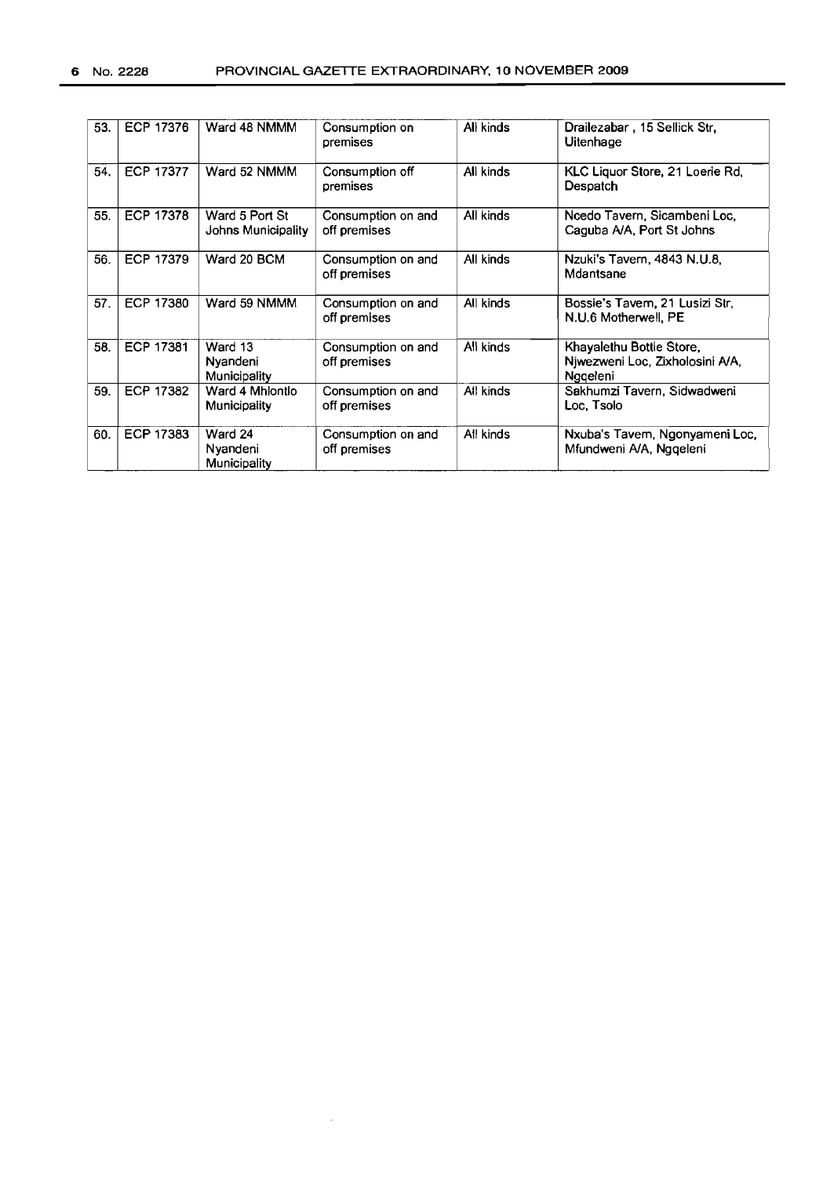| 53. | ECP 17376 | Ward 48 NMMM | Consumption on premises | All kinds | Drailezabar , 15 Sellick Str, Uitenhage |
|---|---|---|---|---|---|
| 54. | ECP 17377 | Ward 52 NMMM | Consumption off premises | All kinds | KLC Liquor Store, 21 Loerie Rd, Despatch |
| 55. | ECP 17378 | Ward 5 Port St Johns Municipality | Consumption on and off premises | All kinds | Ncedo Tavern, Sicambeni Loc, Caguba A/A, Port St Johns |
| 56. | ECP 17379 | Ward 20 BCM | Consumption on and off premises | All kinds | Nzuki's Tavern, 4843 N.U.8, Mdantsane |
| 57. | ECP 17380 | Ward 59 NMMM | Consumption on and off premises | All kinds | Bossie's Tavern, 21 Lusizi Str, N.U.6 Motherwell, PE |
| 58. | ECP 17381 | Ward 13 Nyandeni Municipality | Consumption on and off premises | All kinds | Khayalethu Bottle Store, Njwezweni Loc, Zixholosini A/A, Ngqeleni |
| 59. | ECP 17382 | Ward 4 Mhlontlo Municipality | Consumption on and off premises | All kinds | Sakhumzi Tavern, Sidwadweni Loc, Tsolo |
| 60. | ECP 17383 | Ward 24 Nyandeni Municipality | Consumption on and off premises | All kinds | Nxuba's Tavern, Ngonyameni Loc, Mfundweni A/A, Ngqeleni |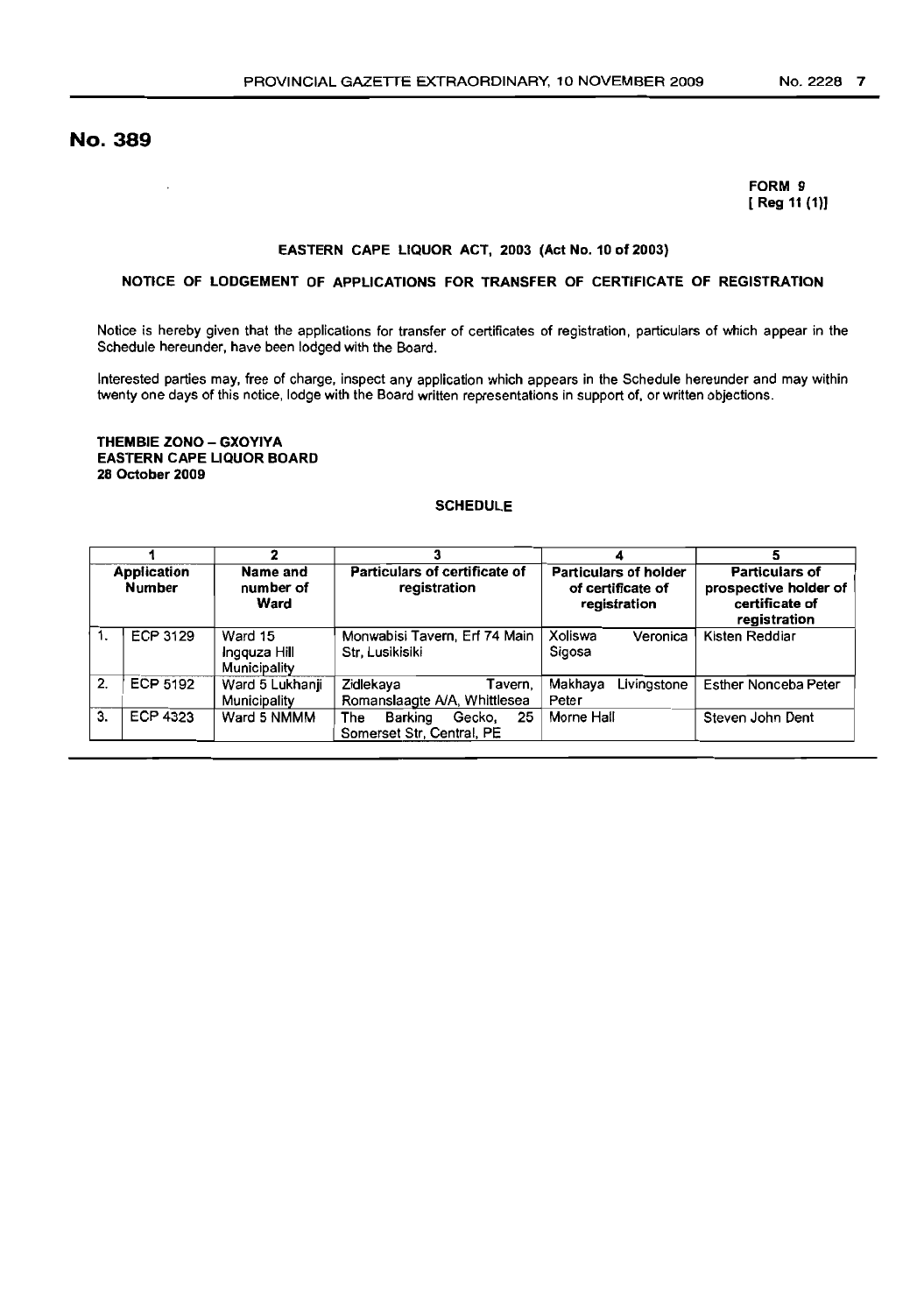# No. 389

FORM 9
[ Reg 11 (1)]

**EASTERN CAPE LIQUOR ACT, 2003 (Act No. 10 of 2003)**

**NOTICE OF LODGEMENT OF APPLICATIONS FOR TRANSFER OF CERTIFICATE OF REGISTRATION**

Notice is hereby given that the applications for transfer of certificates of registration, particulars of which appear in the Schedule hereunder, have been lodged with the Board.

Interested parties may, free of charge, inspect any application which appears in the Schedule hereunder and may within twenty one days of this notice, lodge with the Board written representations in support of, or written objections.

**THEMBIE ZONO – GXOYIYA**
**EASTERN CAPE LIQUOR BOARD**
**28 October 2009**

**SCHEDULE**

| 1 | | 2 | 3 | 4 | 5 |
|---|---|---|---|---|---|
| **Application Number** | | **Name and number of Ward** | **Particulars of certificate of registration** | **Particulars of holder of certificate of registration** | **Particulars of prospective holder of certificate of registration** |
| 1. | ECP 3129 | Ward 15 Ingquza Hill Municipality | Monwabisi Tavern, Erf 74 Main Str, Lusikisiki | Xoliswa Veronica Sigosa | Kisten Reddiar |
| 2. | ECP 5192 | Ward 5 Lukhanji Municipality | Zidlekaya Tavern, Romanslaagte A/A, Whittlesea | Makhaya Livingstone Peter | Esther Nonceba Peter |
| 3. | ECP 4323 | Ward 5 NMMM | The Barking Gecko, 25 Somerset Str, Central, PE | Morne Hall | Steven John Dent |